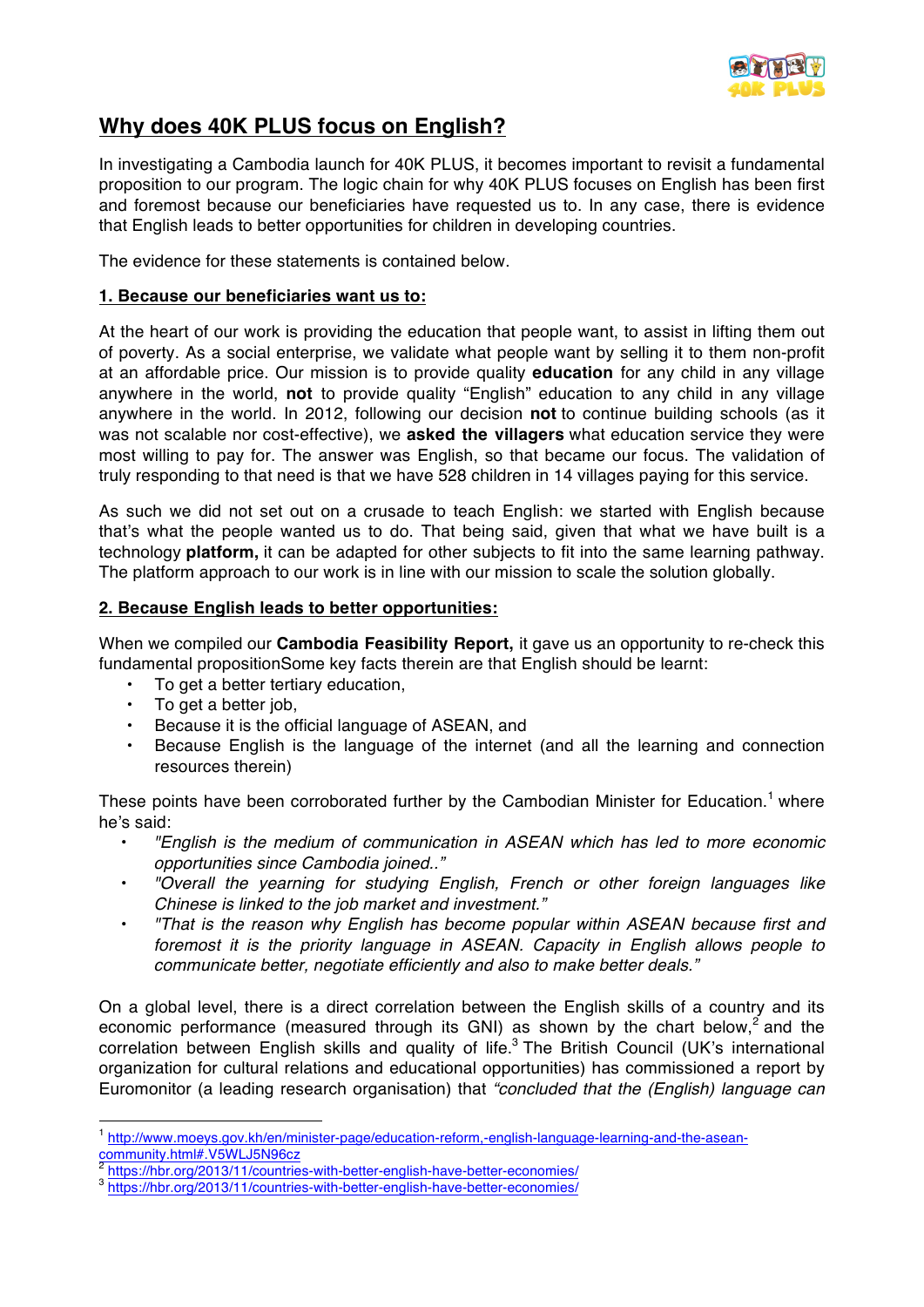# Why does 40K PLUS focus on English?

In investigating a Cambodia launch for 40K PLUS, it becomes important to revisit a fundamental proposition to our program. The logic chain for why 40K PLUS focuses on English has been first and foremost because our beneficiaries have requested us to. In any case, there is evidence that English leads to better opportunities for children in developing countries.

The evidence for these statements is contained below.

## 1. Because our beneficiaries want us to:

At the heart of our work is providing the education that people want, to assist in lifting them out of poverty. As a social enterprise, we validate what people want by selling it to them non-profit at an affordable price. Our mission is to provide quality **education** for any child in any village anywhere in the world, **not** to provide quality "English" education to any child in any village anywhere in the world. In 2012, following our decision **not** to continue building schools (as it was not scalable nor cost-effective), we **asked the villagers** what education service they were most willing to pay for. The answer was English, so that became our focus. The validation of truly responding to that need is that we have 528 children in 14 villages paying for this service.

As such we did not set out on a crusade to teach English: we started with English because that's what the people wanted us to do. That being said, given that what we have built is a technology **platform,** it can be adapted for other subjects to fit into the same learning pathway. The platform approach to our work is in line with our mission to scale the solution globally.

## 2. Because English leads to better opportunities:

When we compiled our **Cambodia Feasibility Report,** it gave us an opportunity to re-check this fundamental propositionSome key facts therein are that English should be learnt:

- To get a better tertiary education,
- To get a better job,
- Because it is the official language of ASEAN, and
- Because English is the language of the internet (and all the learning and connection resources therein)

These points have been corroborated further by the Cambodian Minister for Education.[1] where he's said:

- *"English is the medium of communication in ASEAN which has led to more economic opportunities since Cambodia joined.."*
- *"Overall the yearning for studying English, French or other foreign languages like Chinese is linked to the job market and investment."*
- *"That is the reason why English has become popular within ASEAN because first and foremost it is the priority language in ASEAN. Capacity in English allows people to communicate better, negotiate efficiently and also to make better deals."*

On a global level, there is a direct correlation between the English skills of a country and its economic performance (measured through its GNI) as shown by the chart below,[2] and the correlation between English skills and quality of life.[3] The British Council (UK's international organization for cultural relations and educational opportunities) has commissioned a report by Euromonitor (a leading research organisation) that *"concluded that the (English) language can*

---

[1] http://www.moeys.gov.kh/en/minister-page/education-reform,-english-language-learning-and-the-asean-community.html#.V5WLJ5N96cz

[2] https://hbr.org/2013/11/countries-with-better-english-have-better-economies/

[3] https://hbr.org/2013/11/countries-with-better-english-have-better-economies/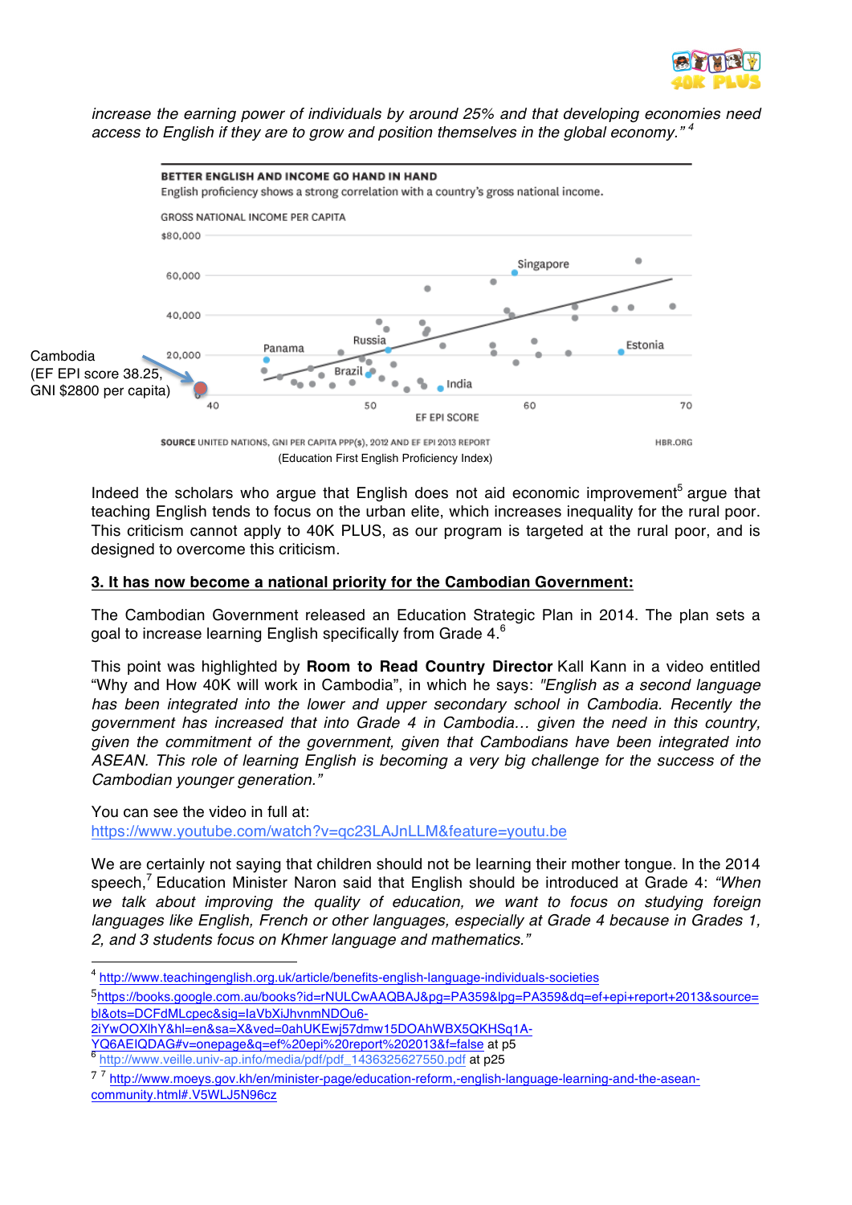*increase the earning power of individuals by around 25% and that developing economies need access to English if they are to grow and position themselves in the global economy."* [4]

BETTER ENGLISH AND INCOME GO HAND IN HAND

English proficiency shows a strong correlation with a country's gross national income.

GROSS NATIONAL INCOME PER CAPITA

$80,000
60,000
40,000
20,000

Singapore, Russia, Panama, Brazil, India, Estonia

Cambodia (EF EPI score 38.25, GNI $2800 per capita)

40 50 60 70

EF EPI SCORE

SOURCE UNITED NATIONS, GNI PER CAPITA PPP($), 2012 AND EF EPI 2013 REPORT HBR.ORG

(Education First English Proficiency Index)

Indeed the scholars who argue that English does not aid economic improvement[5] argue that teaching English tends to focus on the urban elite, which increases inequality for the rural poor. This criticism cannot apply to 40K PLUS, as our program is targeted at the rural poor, and is designed to overcome this criticism.

**3. It has now become a national priority for the Cambodian Government:**

The Cambodian Government released an Education Strategic Plan in 2014. The plan sets a goal to increase learning English specifically from Grade 4.[6]

This point was highlighted by **Room to Read Country Director** Kall Kann in a video entitled "Why and How 40K will work in Cambodia", in which he says: *"English as a second language has been integrated into the lower and upper secondary school in Cambodia. Recently the government has increased that into Grade 4 in Cambodia… given the need in this country, given the commitment of the government, given that Cambodians have been integrated into ASEAN. This role of learning English is becoming a very big challenge for the success of the Cambodian younger generation."*

You can see the video in full at:
https://www.youtube.com/watch?v=qc23LAJnLLM&feature=youtu.be

We are certainly not saying that children should not be learning their mother tongue. In the 2014 speech,[7] Education Minister Naron said that English should be introduced at Grade 4: *"When we talk about improving the quality of education, we want to focus on studying foreign languages like English, French or other languages, especially at Grade 4 because in Grades 1, 2, and 3 students focus on Khmer language and mathematics."*

---

[4] http://www.teachingenglish.org.uk/article/benefits-english-language-individuals-societies

[5] https://books.google.com.au/books?id=rNULCwAAQBAJ&pg=PA359&lpg=PA359&dq=ef+epi+report+2013&source=bl&ots=DCFdMLcpec&sig=IaVbXiJhvnmNDOu6-2iYwOOXlhY&hl=en&sa=X&ved=0ahUKEwj57dmw15DOAhWBX5QKHSq1A-YQ6AEIQDAG#v=onepage&q=ef%20epi%20report%202013&f=false at p5

[6] http://www.veille.univ-ap.info/media/pdf/pdf_1436325627550.pdf at p25

[7] http://www.moeys.gov.kh/en/minister-page/education-reform,-english-language-learning-and-the-asean-community.html#.V5WLJ5N96cz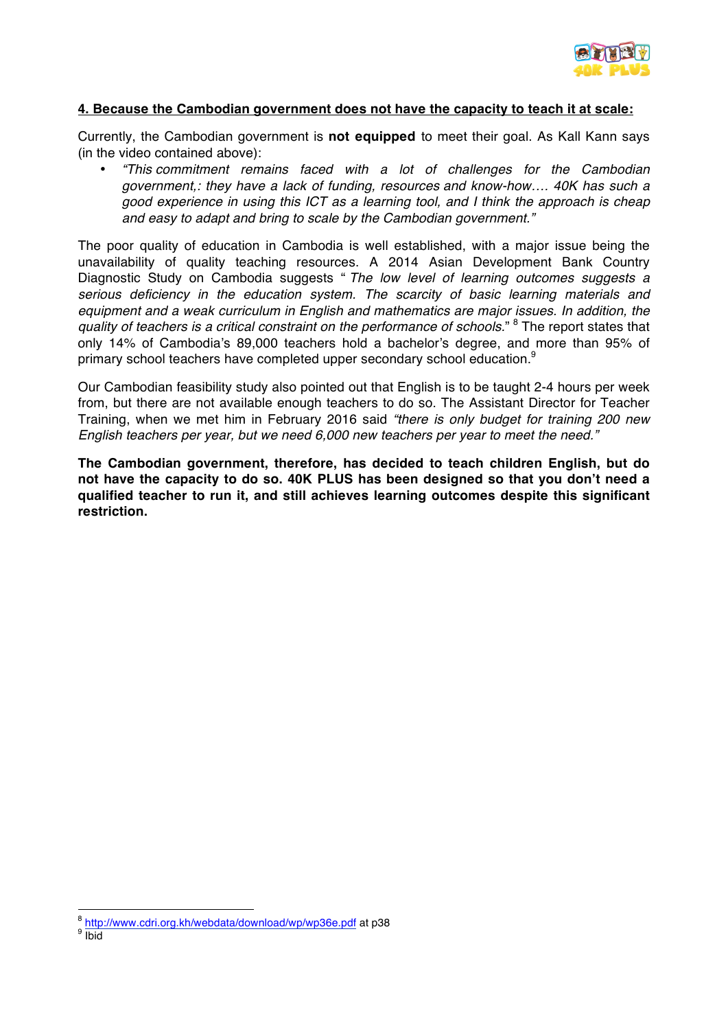**4. Because the Cambodian government does not have the capacity to teach it at scale:**

Currently, the Cambodian government is **not equipped** to meet their goal. As Kall Kann says (in the video contained above):

- *"This commitment remains faced with a lot of challenges for the Cambodian government,: they have a lack of funding, resources and know-how…. 40K has such a good experience in using this ICT as a learning tool, and I think the approach is cheap and easy to adapt and bring to scale by the Cambodian government."*

The poor quality of education in Cambodia is well established, with a major issue being the unavailability of quality teaching resources. A 2014 Asian Development Bank Country Diagnostic Study on Cambodia suggests " *The low level of learning outcomes suggests a serious deficiency in the education system. The scarcity of basic learning materials and equipment and a weak curriculum in English and mathematics are major issues. In addition, the quality of teachers is a critical constraint on the performance of schools.*" [8] The report states that only 14% of Cambodia's 89,000 teachers hold a bachelor's degree, and more than 95% of primary school teachers have completed upper secondary school education.[9]

Our Cambodian feasibility study also pointed out that English is to be taught 2-4 hours per week from, but there are not available enough teachers to do so. The Assistant Director for Teacher Training, when we met him in February 2016 said *"there is only budget for training 200 new English teachers per year, but we need 6,000 new teachers per year to meet the need."*

**The Cambodian government, therefore, has decided to teach children English, but do not have the capacity to do so. 40K PLUS has been designed so that you don't need a qualified teacher to run it, and still achieves learning outcomes despite this significant restriction.**

[8] http://www.cdri.org.kh/webdata/download/wp/wp36e.pdf at p38

[9] Ibid